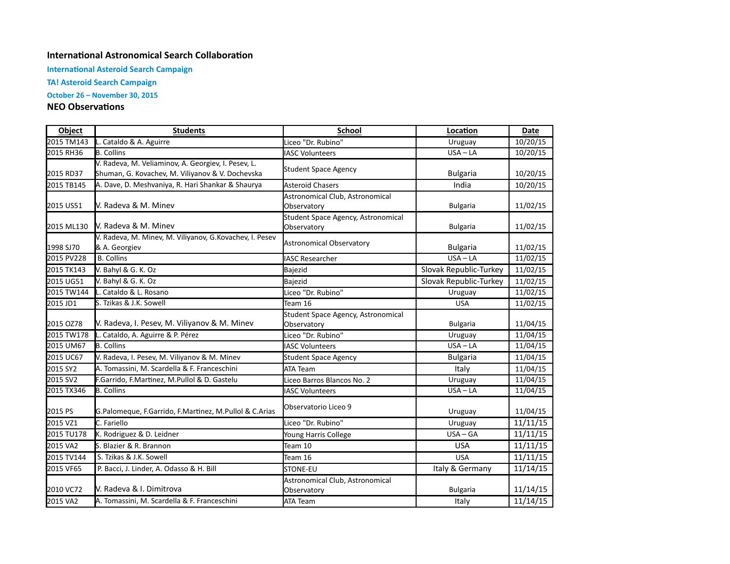## International Astronomical Search Collaboration

### International Asteroid Search Campaign

### TA! Asteroid Search Campaign

**October 26 – November 30, 2015**

### NEO Observations

| Object | Students | School | Location | Date |
|---|---|---|---|---|
| 2015 TM143 | L. Cataldo & A. Aguirre | Liceo "Dr. Rubino" | Uruguay | 10/20/15 |
| 2015 RH36 | B. Collins | IASC Volunteers | USA – LA | 10/20/15 |
| 2015 RD37 | V. Radeva, M. Veliaminov, A. Georgiev, I. Pesev, L. Shuman, G. Kovachev, M. Viliyanov & V. Dochevska | Student Space Agency | Bulgaria | 10/20/15 |
| 2015 TB145 | A. Dave, D. Meshvaniya, R. Hari Shankar & Shaurya | Asteroid Chasers | India | 10/20/15 |
| 2015 US51 | V. Radeva & M. Minev | Astronomical Club, Astronomical Observatory | Bulgaria | 11/02/15 |
| 2015 ML130 | V. Radeva & M. Minev | Student Space Agency, Astronomical Observatory | Bulgaria | 11/02/15 |
| 1998 SJ70 | V. Radeva, M. Minev, M. Viliyanov, G.Kovachev, I. Pesev & A. Georgiev | Astronomical Observatory | Bulgaria | 11/02/15 |
| 2015 PV228 | B. Collins | IASC Researcher | USA – LA | 11/02/15 |
| 2015 TK143 | V. Bahyl & G. K. Oz | Bajezid | Slovak Republic-Turkey | 11/02/15 |
| 2015 UG51 | V. Bahyl & G. K. Oz | Bajezid | Slovak Republic-Turkey | 11/02/15 |
| 2015 TW144 | L. Cataldo & L. Rosano | Liceo "Dr. Rubino" | Uruguay | 11/02/15 |
| 2015 JD1 | S. Tzikas & J.K. Sowell | Team 16 | USA | 11/02/15 |
| 2015 OZ78 | V. Radeva, I. Pesev, M. Viliyanov & M. Minev | Student Space Agency, Astronomical Observatory | Bulgaria | 11/04/15 |
| 2015 TW178 | L. Cataldo, A. Aguirre & P. Pérez | Liceo "Dr. Rubino" | Uruguay | 11/04/15 |
| 2015 UM67 | B. Collins | IASC Volunteers | USA – LA | 11/04/15 |
| 2015 UC67 | V. Radeva, I. Pesev, M. Viliyanov & M. Minev | Student Space Agency | Bulgaria | 11/04/15 |
| 2015 SY2 | A. Tomassini, M. Scardella & F. Franceschini | ATA Team | Italy | 11/04/15 |
| 2015 SV2 | F.Garrido, F.Martinez, M.Pullol & D. Gastelu | Liceo Barros Blancos No. 2 | Uruguay | 11/04/15 |
| 2015 TX346 | B. Collins | IASC Volunteers | USA – LA | 11/04/15 |
| 2015 PS | G.Palomeque, F.Garrido, F.Martinez, M.Pullol & C.Arias | Observatorio Liceo 9 | Uruguay | 11/04/15 |
| 2015 VZ1 | C. Fariello | Liceo "Dr. Rubino" | Uruguay | 11/11/15 |
| 2015 TU178 | K. Rodriguez & D. Leidner | Young Harris College | USA – GA | 11/11/15 |
| 2015 VA2 | S. Blazier & R. Brannon | Team 10 | USA | 11/11/15 |
| 2015 TV144 | S. Tzikas & J.K. Sowell | Team 16 | USA | 11/11/15 |
| 2015 VF65 | P. Bacci, J. Linder, A. Odasso & H. Bill | STONE-EU | Italy & Germany | 11/14/15 |
| 2010 VC72 | V. Radeva & I. Dimitrova | Astronomical Club, Astronomical Observatory | Bulgaria | 11/14/15 |
| 2015 VA2 | A. Tomassini, M. Scardella & F. Franceschini | ATA Team | Italy | 11/14/15 |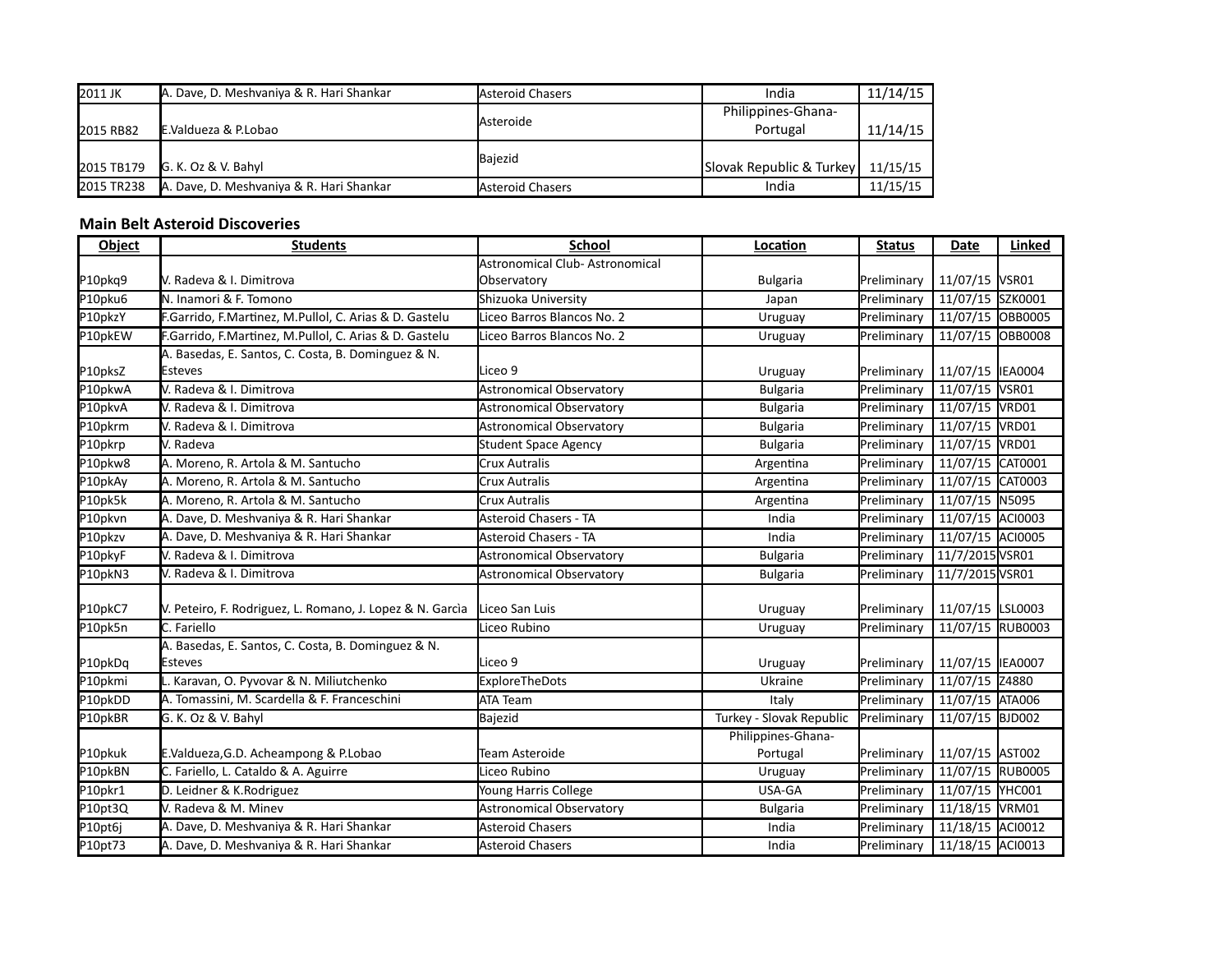| | | | | |
|---|---|---|---|---|
| 2011 JK | A. Dave, D. Meshvaniya & R. Hari Shankar | Asteroid Chasers | India | 11/14/15 |
| 2015 RB82 | E.Valdueza & P.Lobao | Asteroide | Philippines-Ghana-Portugal | 11/14/15 |
| 2015 TB179 | G. K. Oz & V. Bahyl | Bajezid | Slovak Republic & Turkey | 11/15/15 |
| 2015 TR238 | A. Dave, D. Meshvaniya & R. Hari Shankar | Asteroid Chasers | India | 11/15/15 |

### Main Belt Asteroid Discoveries

| Object | Students | School | Location | Status | Date | Linked |
|---|---|---|---|---|---|---|
| P10pkq9 | V. Radeva & I. Dimitrova | Astronomical Club- Astronomical Observatory | Bulgaria | Preliminary | 11/07/15 | VSR01 |
| P10pku6 | N. Inamori & F. Tomono | Shizuoka University | Japan | Preliminary | 11/07/15 | SZK0001 |
| P10pkzY | F.Garrido, F.Martinez, M.Pullol, C. Arias & D. Gastelu | Liceo Barros Blancos No. 2 | Uruguay | Preliminary | 11/07/15 | OBB0005 |
| P10pkEW | F.Garrido, F.Martinez, M.Pullol, C. Arias & D. Gastelu | Liceo Barros Blancos No. 2 | Uruguay | Preliminary | 11/07/15 | OBB0008 |
| P10pksZ | A. Basedas, E. Santos, C. Costa, B. Dominguez & N. Esteves | Liceo 9 | Uruguay | Preliminary | 11/07/15 | IEA0004 |
| P10pkwA | V. Radeva & I. Dimitrova | Astronomical Observatory | Bulgaria | Preliminary | 11/07/15 | VSR01 |
| P10pkvA | V. Radeva & I. Dimitrova | Astronomical Observatory | Bulgaria | Preliminary | 11/07/15 | VRD01 |
| P10pkrm | V. Radeva & I. Dimitrova | Astronomical Observatory | Bulgaria | Preliminary | 11/07/15 | VRD01 |
| P10pkrp | V. Radeva | Student Space Agency | Bulgaria | Preliminary | 11/07/15 | VRD01 |
| P10pkw8 | A. Moreno, R. Artola & M. Santucho | Crux Autralis | Argentina | Preliminary | 11/07/15 | CAT0001 |
| P10pkAy | A. Moreno, R. Artola & M. Santucho | Crux Autralis | Argentina | Preliminary | 11/07/15 | CAT0003 |
| P10pk5k | A. Moreno, R. Artola & M. Santucho | Crux Autralis | Argentina | Preliminary | 11/07/15 | N5095 |
| P10pkvn | A. Dave, D. Meshvaniya & R. Hari Shankar | Asteroid Chasers - TA | India | Preliminary | 11/07/15 | ACI0003 |
| P10pkzv | A. Dave, D. Meshvaniya & R. Hari Shankar | Asteroid Chasers - TA | India | Preliminary | 11/07/15 | ACI0005 |
| P10pkyF | V. Radeva & I. Dimitrova | Astronomical Observatory | Bulgaria | Preliminary | 11/7/2015 | VSR01 |
| P10pkN3 | V. Radeva & I. Dimitrova | Astronomical Observatory | Bulgaria | Preliminary | 11/7/2015 | VSR01 |
| P10pkC7 | V. Peteiro, F. Rodriguez, L. Romano, J. Lopez & N. Garcìa | Liceo San Luis | Uruguay | Preliminary | 11/07/15 | LSL0003 |
| P10pk5n | C. Fariello | Liceo Rubino | Uruguay | Preliminary | 11/07/15 | RUB0003 |
| P10pkDq | A. Basedas, E. Santos, C. Costa, B. Dominguez & N. Esteves | Liceo 9 | Uruguay | Preliminary | 11/07/15 | IEA0007 |
| P10pkmi | L. Karavan, O. Pyvovar & N. Miliutchenko | ExploreTheDots | Ukraine | Preliminary | 11/07/15 | Z4880 |
| P10pkDD | A. Tomassini, M. Scardella & F. Franceschini | ATA Team | Italy | Preliminary | 11/07/15 | ATA006 |
| P10pkBR | G. K. Oz & V. Bahyl | Bajezid | Turkey - Slovak Republic | Preliminary | 11/07/15 | BJD002 |
| P10pkuk | E.Valdueza,G.D. Acheampong & P.Lobao | Team Asteroide | Philippines-Ghana-Portugal | Preliminary | 11/07/15 | AST002 |
| P10pkBN | C. Fariello, L. Cataldo & A. Aguirre | Liceo Rubino | Uruguay | Preliminary | 11/07/15 | RUB0005 |
| P10pkr1 | D. Leidner & K.Rodriguez | Young Harris College | USA-GA | Preliminary | 11/07/15 | YHC001 |
| P10pt3Q | V. Radeva & M. Minev | Astronomical Observatory | Bulgaria | Preliminary | 11/18/15 | VRM01 |
| P10pt6j | A. Dave, D. Meshvaniya & R. Hari Shankar | Asteroid Chasers | India | Preliminary | 11/18/15 | ACI0012 |
| P10pt73 | A. Dave, D. Meshvaniya & R. Hari Shankar | Asteroid Chasers | India | Preliminary | 11/18/15 | ACI0013 |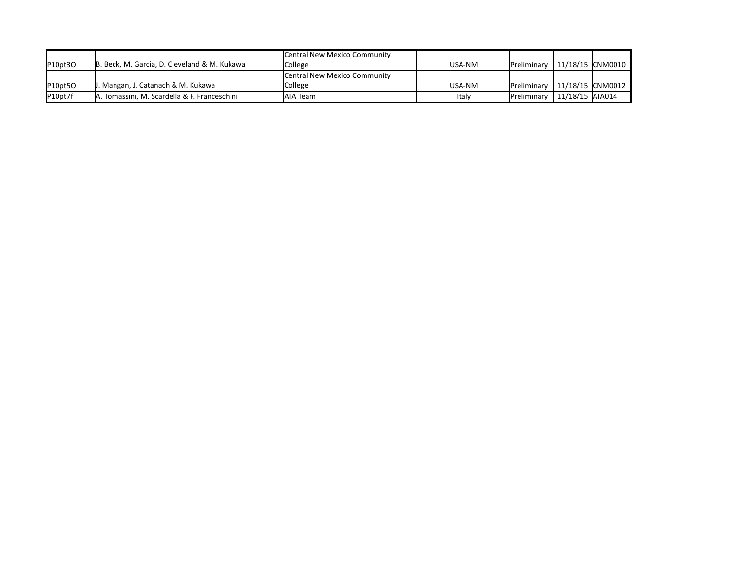| | | | | | | |
|---|---|---|---|---|---|---|
| P10pt3O | B. Beck, M. Garcia, D. Cleveland & M. Kukawa | Central New Mexico Community College | USA-NM | Preliminary | 11/18/15 | CNM0010 |
| P10pt5O | J. Mangan, J. Catanach & M. Kukawa | Central New Mexico Community College | USA-NM | Preliminary | 11/18/15 | CNM0012 |
| P10pt7f | A. Tomassini, M. Scardella & F. Franceschini | ATA Team | Italy | Preliminary | 11/18/15 | ATA014 |